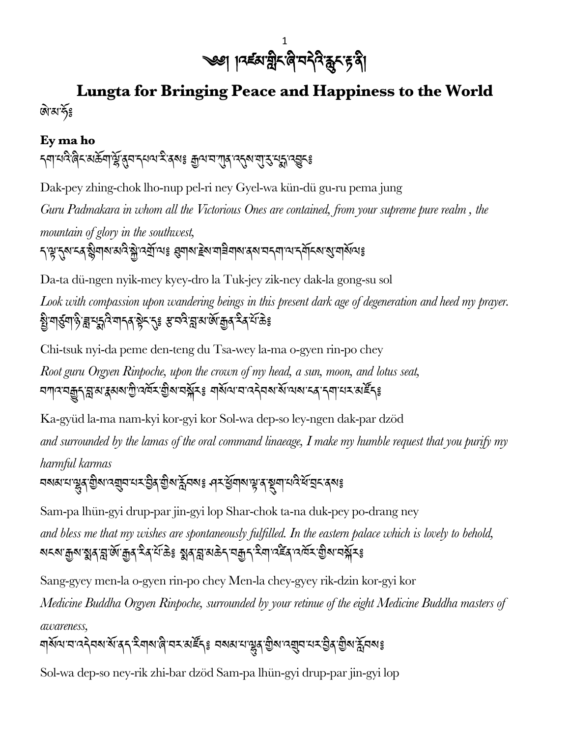༄༅། །འཛམ་གླིང་ཞི་བདེའི་རླུང་རྟ་ནི།

# Lungta for Bringing Peace and Happiness to the World

ཨེ་མ་ཧོ༔

**Ey ma ho**

དག་པའི་ཞིང་མཆོག་ལྷོ་ནུབ་དཔལ་རི་ནས༔ རྒྱལ་བ་ཀུན་འདུས་གུ་རུ་པདྨ་འབྱུང༔

Dak-pey zhing-chok lho-nup pel-ri ney Gyel-wa kün-dü gu-ru pema jung

*Guru Padmakara in whom all the Victorious Ones are contained, from your supreme pure realm , the mountain of glory in the southwest,*

ད་ལྟ་དུས་ངན་སྙིགས་མའི་སྐྱེ་འགྲོ་ལ༔ ཐུགས་རྗེས་གཟིགས་ནས་བདག་ལ་དགོངས་སུ་གསོལ༔

Da-ta dü-ngen nyik-mey kyey-dro la Tuk-jey zik-ney dak-la gong-su sol

*Look with compassion upon wandering beings in this present dark age of degeneration and heed my prayer.*

སྤྱི་གཙུག་ཉི་ཟླ་པདྨའི་གདན་སྟེང་དུ༔ རྩ་བའི་བླ་མ་ཨོ་རྒྱན་རིན་པོ་ཆེ༔

Chi-tsuk nyi-da peme den-teng du Tsa-wey la-ma o-gyen rin-po chey

*Root guru Orgyen Rinpoche, upon the crown of my head, a sun, moon, and lotus seat,*

བཀའ་བརྒྱུད་བླ་མ་རྣམས་ཀྱི་འཁོར་གྱིས་བསྐོར༔ གསོལ་བ་འདེབས་སོ་ལས་ངན་དག་པར་མཛོད༔

Ka-gyüd la-ma nam-kyi kor-gyi kor Sol-wa dep-so ley-ngen dak-par dzöd

*and surrounded by the lamas of the oral command linaeage, I make my humble request that you purify my harmful karmas*

བསམ་པ་ལྷུན་གྱིས་འགྲུབ་པར་བྱིན་གྱིས་རློབས༔ ཤར་ཕྱོགས་ལྟ་ན་སྡུག་པའི་ཕོ་བྲང་ནས༔

Sam-pa lhün-gyi drup-par jin-gyi lop Shar-chok ta-na duk-pey po-drang ney

*and bless me that my wishes are spontaneously fulfilled. In the eastern palace which is lovely to behold,*

སངས་རྒྱས་སྨན་བླ་ཨོ་རྒྱན་རིན་པོ་ཆེ༔ སྨན་བླ་མཆེད་བརྒྱད་རིག་འཛིན་འཁོར་གྱིས་བསྐོར༔

Sang-gyey men-la o-gyen rin-po chey Men-la chey-gyey rik-dzin kor-gyi kor

*Medicine Buddha Orgyen Rinpoche, surrounded by your retinue of the eight Medicine Buddha masters of awareness,*

གསོལ་བ་འདེབས་སོ་ནད་རིགས་ཞི་བར་མཛོད༔ བསམ་པ་ལྷུན་གྱིས་འགྲུབ་པར་བྱིན་གྱིས་རློབས༔

Sol-wa dep-so ney-rik zhi-bar dzöd Sam-pa lhün-gyi drup-par jin-gyi lop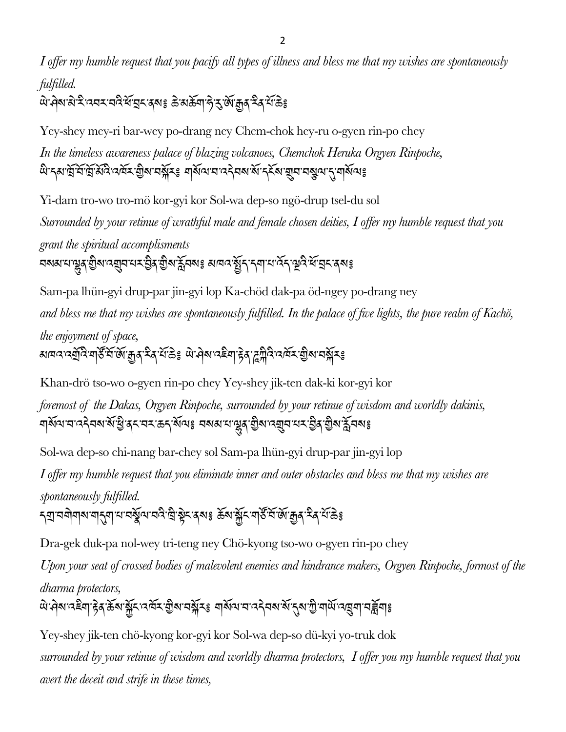*I offer my humble request that you pacify all types of illness and bless me that my wishes are spontaneously fulfilled.*

ཡེ་ཤེས་མེ་རི་འབར་བའི་ཕོ་བྲང་ནས༔ ཆེ་མཆོག་ཧེ་རུ་ཨོ་རྒྱན་རིན་པོ་ཆེ༔

Yey-shey mey-ri bar-wey po-drang ney Chem-chok hey-ru o-gyen rin-po chey

*In the timeless awareness palace of blazing volcanoes, Chemchok Heruka Orgyen Rinpoche,*

ཡི་དམ་ཁྲོ་བོ་ཁྲོ་མོའི་འཁོར་གྱིས་བསྐོར༔ གསོལ་བ་འདེབས་སོ་དངོས་གྲུབ་བསྩལ་དུ་གསོལ༔

Yi-dam tro-wo tro-mö kor-gyi kor Sol-wa dep-so ngö-drup tsel-du sol

*Surrounded by your retinue of wrathful male and female chosen deities, I offer my humble request that you grant the spiritual accomplisments*

བསམ་པ་ལྷུན་གྱིས་འགྲུབ་པར་བྱིན་གྱིས་རློབས༔ མཁའ་སྤྱོད་དག་པ་འོད་ལྔའི་ཕོ་བྲང་ནས༔

Sam-pa lhün-gyi drup-par jin-gyi lop Ka-chöd dak-pa öd-ngey po-drang ney

*and bless me that my wishes are spontaneously fulfilled. In the palace of five lights, the pure realm of Kachö, the enjoyment of space,*

མཁའ་འགྲོའི་གཙོ་བོ་ཨོ་རྒྱན་རིན་པོ་ཆེ༔ ཡེ་ཤེས་འཇིག་རྟེན་ཌཱ་ཀིའི་འཁོར་གྱིས་བསྐོར༔

Khan-drö tso-wo o-gyen rin-po chey Yey-shey jik-ten dak-ki kor-gyi kor

*foremost of the Dakas, Orgyen Rinpoche, surrounded by your retinue of wisdom and worldly dakinis,*

གསོལ་བ་འདེབས་སོ་ཕྱི་ནང་བར་ཆད་སོལ༔ བསམ་པ་ལྷུན་གྱིས་འགྲུབ་པར་བྱིན་གྱིས་རློབས༔

Sol-wa dep-so chi-nang bar-chey sol Sam-pa lhün-gyi drup-par jin-gyi lop

*I offer my humble request that you eliminate inner and outer obstacles and bless me that my wishes are spontaneously fulfilled.*

དགྲ་བགེགས་གདུག་པ་བསྒྱེལ་བའི་ཁྲི་སྟེང་ནས༔ ཆོས་སྐྱོང་གཙོ་བོ་ཨོ་རྒྱན་རིན་པོ་ཆེ༔

Dra-gek duk-pa nol-wey tri-teng ney Chö-kyong tso-wo o-gyen rin-po chey

*Upon your seat of crossed bodies of malevolent enemies and hindrance makers, Orgyen Rinpoche, formost of the dharma protectors,*

ཡེ་ཤེས་འཇིག་རྟེན་ཆོས་སྐྱོང་འཁོར་གྱིས་བསྐོར༔ གསོལ་བ་འདེབས་སོ་དུས་ཀྱི་གཡོ་འཁྲུག་བཟློག༔

Yey-shey jik-ten chö-kyong kor-gyi kor Sol-wa dep-so dü-kyi yo-truk dok

*surrounded by your retinue of wisdom and worldly dharma protectors, I offer you my humble request that you avert the deceit and strife in these times,*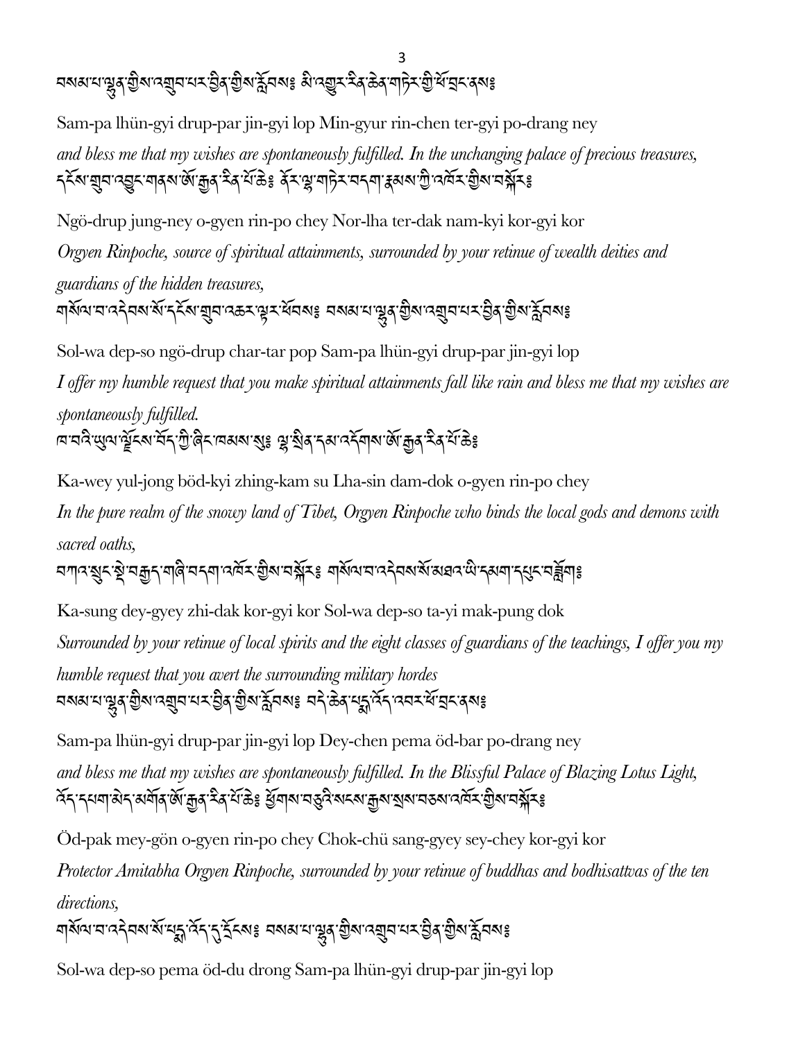བསམ་པ་ལྷུན་གྱིས་འགྲུབ་པར་བྱིན་གྱིས་རློབས༔ མི་འགྱུར་རིན་ཆེན་གཏེར་གྱི་ཕོ་བྲང་ནས༔

Sam-pa lhün-gyi drup-par jin-gyi lop Min-gyur rin-chen ter-gyi po-drang ney

*and bless me that my wishes are spontaneously fulfilled. In the unchanging palace of precious treasures,*

དངོས་གྲུབ་འབྱུང་གནས་ཨོ་རྒྱན་རིན་པོ་ཆེ༔ ནོར་ལྷ་གཏེར་བདག་རྣམས་ཀྱི་འཁོར་གྱིས་བསྐོར༔

Ngö-drup jung-ney o-gyen rin-po chey Nor-lha ter-dak nam-kyi kor-gyi kor

*Orgyen Rinpoche, source of spiritual attainments, surrounded by your retinue of wealth deities and guardians of the hidden treasures,*

གསོལ་བ་འདེབས་སོ་དངོས་གྲུབ་འཆར་ལྟར་ཕོབས༔ བསམ་པ་ལྷུན་གྱིས་འགྲུབ་པར་བྱིན་གྱིས་རློབས༔

Sol-wa dep-so ngö-drup char-tar pop Sam-pa lhün-gyi drup-par jin-gyi lop

*I offer my humble request that you make spiritual attainments fall like rain and bless me that my wishes are spontaneously fulfilled.*

ཁ་བའི་ཡུལ་ལྗོངས་བོད་ཀྱི་ཞིང་ཁམས་སུ༔ ལྷ་སྲིན་དམ་འདོགས་ཨོ་རྒྱན་རིན་པོ་ཆེ༔

Ka-wey yul-jong böd-kyi zhing-kam su Lha-sin dam-dok o-gyen rin-po chey

*In the pure realm of the snowy land of Tibet, Orgyen Rinpoche who binds the local gods and demons with sacred oaths,*

བཀའ་སྲུང་སྡེ་བརྒྱད་གཞི་བདག་འཁོར་གྱིས་བསྐོར༔ གསོལ་བ་འདེབས་སོ་མཐའ་ཡི་དམག་དཔུང་བཟློག༔

Ka-sung dey-gyey zhi-dak kor-gyi kor Sol-wa dep-so ta-yi mak-pung dok

*Surrounded by your retinue of local spirits and the eight classes of guardians of the teachings, I offer you my humble request that you avert the surrounding military hordes*

བསམ་པ་ལྷུན་གྱིས་འགྲུབ་པར་བྱིན་གྱིས་རློབས༔ བདེ་ཆེན་པདྨ་འོད་འབར་ཕོ་བྲང་ནས༔

Sam-pa lhün-gyi drup-par jin-gyi lop Dey-chen pema öd-bar po-drang ney

*and bless me that my wishes are spontaneously fulfilled. In the Blissful Palace of Blazing Lotus Light,*

འོད་དཔག་མེད་མགོན་ཨོ་རྒྱན་རིན་པོ་ཆེ༔ ཕྱོགས་བཅུའི་སངས་རྒྱས་སྲས་བཅས་འཁོར་གྱིས་བསྐོར༔

Öd-pak mey-gön o-gyen rin-po chey Chok-chü sang-gyey sey-chey kor-gyi kor

*Protector Amitabha Orgyen Rinpoche, surrounded by your retinue of buddhas and bodhisattvas of the ten directions,*

གསོལ་བ་འདེབས་སོ་པདྨ་འོད་དུ་དྲོངས༔ བསམ་པ་ལྷུན་གྱིས་འགྲུབ་པར་བྱིན་གྱིས་རློབས༔

Sol-wa dep-so pema öd-du drong Sam-pa lhün-gyi drup-par jin-gyi lop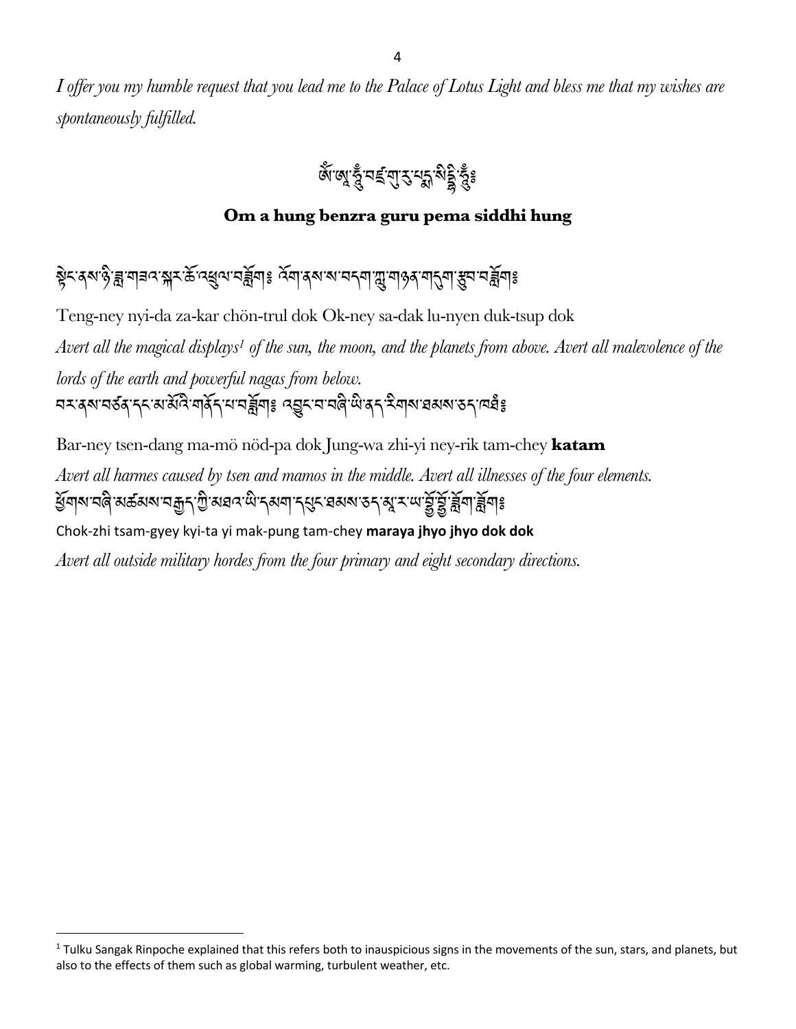*I offer you my humble request that you lead me to the Palace of Lotus Light and bless me that my wishes are spontaneously fulfilled.*

ཨོཾ་ཨཱཿཧཱུྃ་བཛྲ་གུ་རུ་པདྨ་སིདྡྷི་ཧཱུྃ༔

**Om a hung benzra guru pema siddhi hung**

སྟེང་ནས་ཉི་ཟླ་གཟའ་སྐར་ཆོ་འཕྲུལ་བཟློག༔ འོག་ནས་ས་བདག་ཀླུ་གཉན་གདུག་རྩུབ་བཟློག༔

Teng-ney nyi-da za-kar chön-trul dok Ok-ney sa-dak lu-nyen duk-tsup dok

*Avert all the magical displays[1] of the sun, the moon, and the planets from above. Avert all malevolence of the lords of the earth and powerful nagas from below.*

བར་ནས་བཙན་དང་མ་མོའི་གནོད་པ་བཟློག༔ འབྱུང་བ་བཞི་ཡི་ནད་རིགས་ཐམས་ཅད་ཁཐཾ༔

Bar-ney tsen-dang ma-mö nöd-pa dok Jung-wa zhi-yi ney-rik tam-chey **katam**

*Avert all harmes caused by tsen and mamos in the middle. Avert all illnesses of the four elements.*

ཕྱོགས་བཞི་མཚམས་བརྒྱད་ཀྱི་མཐའ་ཡི་དམག་དཔུང་ཐམས་ཅད་མཱ་ར་ཡ་ཛྭོ་ཛྭོ་ཟློག་ཟློག༔

Chok-zhi tsam-gyey kyi-ta yi mak-pung tam-chey **maraya jhyo jhyo dok dok**

*Avert all outside military hordes from the four primary and eight secondary directions.*

[1] Tulku Sangak Rinpoche explained that this refers both to inauspicious signs in the movements of the sun, stars, and planets, but also to the effects of them such as global warming, turbulent weather, etc.